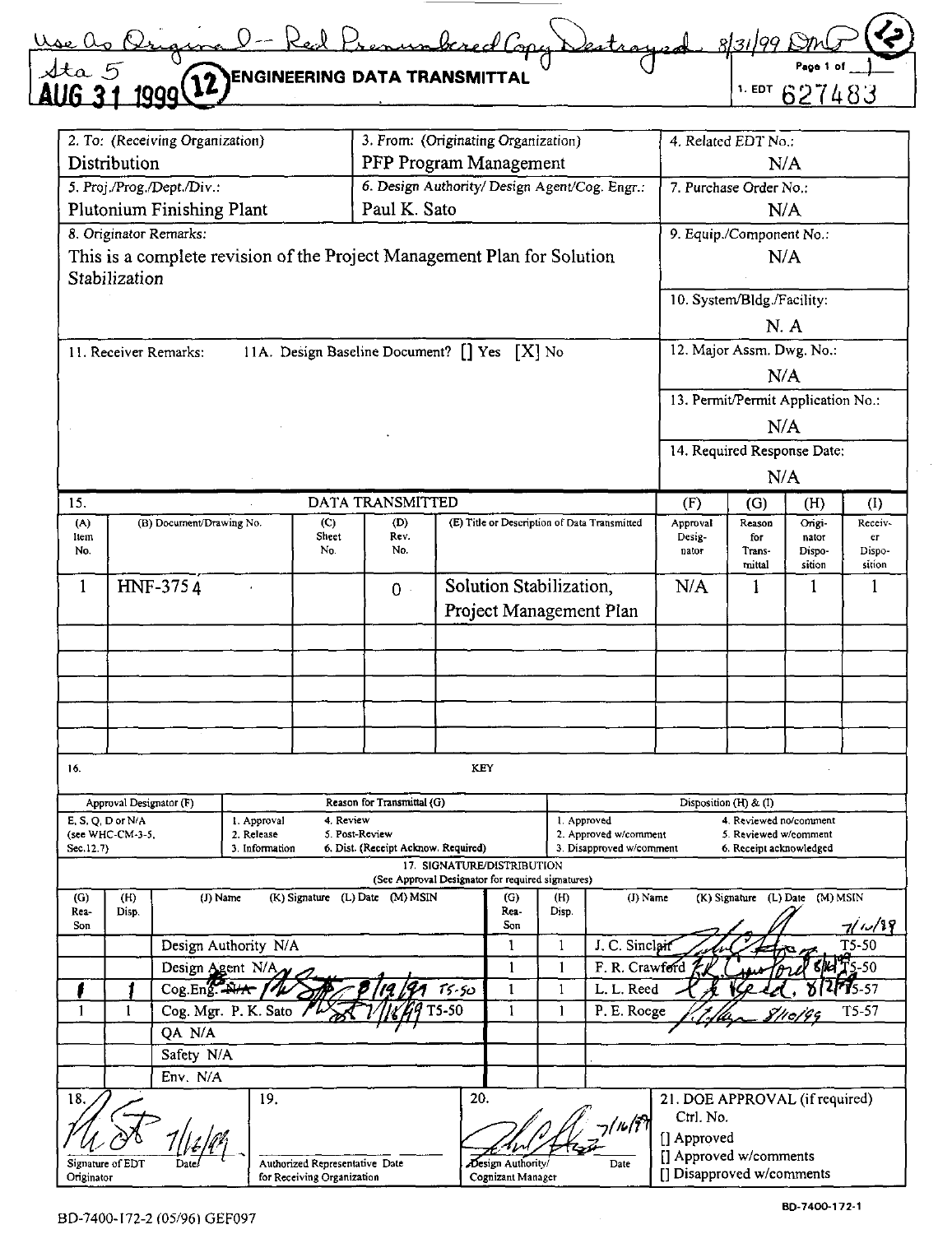Use As Original -- Red Prenumbered Copy Destroyed 8/31/99 DMP (12)

Sta 5
AUG 31 1999 (12)

# ENGINEERING DATA TRANSMITTAL

Page 1 of 1

1. EDT 627483

| 2. To: (Receiving Organization) | 3. From: (Originating Organization) | 4. Related EDT No.: |
|---|---|---|
| Distribution | PFP Program Management | N/A |
| 5. Proj./Prog./Dept./Div.: | 6. Design Authority/ Design Agent/Cog. Engr.: | 7. Purchase Order No.: |
| Plutonium Finishing Plant | Paul K. Sato | N/A |

8. Originator Remarks:
This is a complete revision of the Project Management Plan for Solution Stabilization

9. Equip./Component No.: N/A

10. System/Bldg./Facility: N. A

11. Receiver Remarks: 11A. Design Baseline Document? [] Yes [X] No

12. Major Assm. Dwg. No.: N/A

13. Permit/Permit Application No.: N/A

14. Required Response Date: N/A

15. DATA TRANSMITTED

| (A) Item No. | (B) Document/Drawing No. | (C) Sheet No. | (D) Rev. No. | (E) Title or Description of Data Transmitted | (F) Approval Designator | (G) Reason for Transmittal | (H) Originator Disposition | (I) Receiver Disposition |
|---|---|---|---|---|---|---|---|---|
| 1 | HNF-3754 | | 0 | Solution Stabilization, Project Management Plan | N/A | 1 | 1 | 1 |

16. KEY

| Approval Designator (F) | Reason for Transmittal (G) | | Disposition (H) & (I) | |
|---|---|---|---|---|
| E, S, Q, D or N/A (see WHC-CM-3-5, Sec.12.7) | 1. Approval<br>2. Release<br>3. Information | 4. Review<br>5. Post-Review<br>6. Dist. (Receipt Acknow. Required) | 1. Approved<br>2. Approved w/comment<br>3. Disapproved w/comment | 4. Reviewed no/comment<br>5. Reviewed w/comment<br>6. Receipt acknowledged |

17. SIGNATURE/DISTRIBUTION
(See Approval Designator for required signatures)

| (G) Reason | (H) Disp. | (J) Name | (K) Signature | (L) Date | (M) MSIN | (G) Reason | (H) Disp. | (J) Name | (K) Signature | (L) Date | (M) MSIN |
|---|---|---|---|---|---|---|---|---|---|---|---|
| | | Design Authority N/A | | | | 1 | 1 | J. C. Sinclair | [signature] | 7/16/99 | T5-50 |
| | | Design Agent N/A | | | | 1 | 1 | F. R. Crawford | [signature] | 8/12 | T5-50 |
| 1 | 1 | Cog.Eng. ~~N/A~~ | [signature] | 8/19/99 | T5-50 | 1 | 1 | L. L. Reed | [signature] | 8/2 | T5-57 |
| 1 | 1 | Cog. Mgr. P. K. Sato | [signature] | 7/16/99 | T5-50 | 1 | 1 | P. E. Roege | [signature] | 8/10/99 | T5-57 |
| | | QA N/A | | | | | | | | | |
| | | Safety N/A | | | | | | | | | |
| | | Env. N/A | | | | | | | | | |

| 18. | 19. | 20. | 21. DOE APPROVAL (if required) |
|---|---|---|---|
| [signature] 7/16/99<br>Signature of EDT Originator Date | Authorized Representative Date for Receiving Organization | [signature] 7/16/99<br>Design Authority/ Cognizant Manager Date | Ctrl. No.<br>[] Approved<br>[] Approved w/comments<br>[] Disapproved w/comments |

BD-7400-172-2 (05/96) GEF097

BD-7400-172-1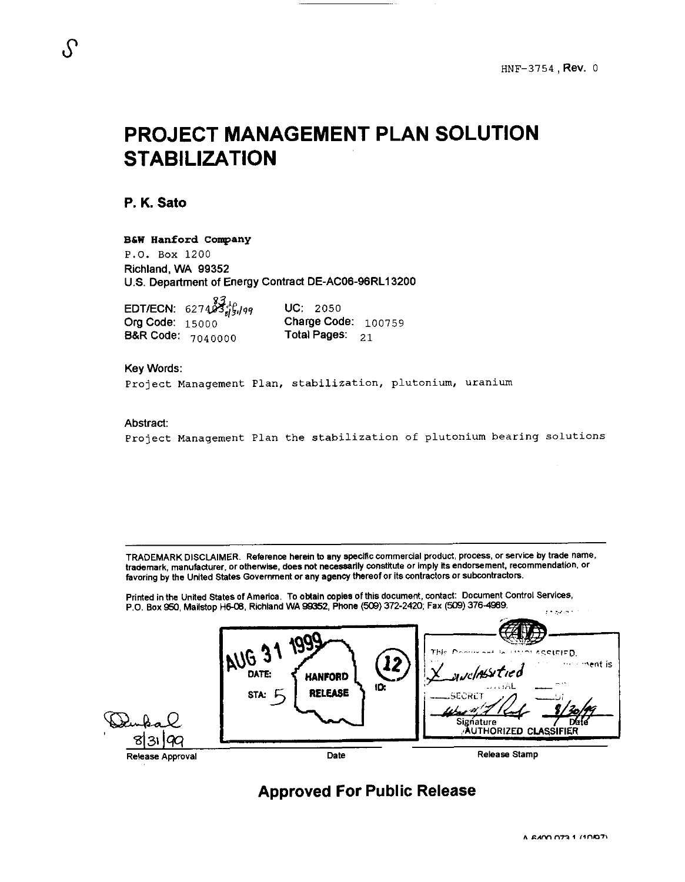S

HNF-3754, Rev. 0

# PROJECT MANAGEMENT PLAN SOLUTION STABILIZATION

**P. K. Sato**

**B&W Hanford Company**
P.O. Box 1200
Richland, WA 99352
U.S. Department of Energy Contract DE-AC06-96RL13200

| | | | |
|---|---|---|---|
| EDT/ECN: | 627483 | UC: | 2050 |
| Org Code: | 15000 | Charge Code: | 100759 |
| B&R Code: | 7040000 | Total Pages: | 21 |

Key Words:
Project Management Plan, stabilization, plutonium, uranium

Abstract:
Project Management Plan the stabilization of plutonium bearing solutions

TRADEMARK DISCLAIMER. Reference herein to any specific commercial product, process, or service by trade name, trademark, manufacturer, or otherwise, does not necessarily constitute or imply its endorsement, recommendation, or favoring by the United States Government or any agency thereof or its contractors or subcontractors.

Printed in the United States of America. To obtain copies of this document, contact: Document Control Services, P.O. Box 950, Mailstop H6-08, Richland WA 99352, Phone (509) 372-2420; Fax (509) 376-4989.

8/31/99
Release Approval

AUG 31 1999
DATE:
STA: 5
HANFORD RELEASE
ID: 12
Date

This Document is UNCLASSIFIED.
X Unclassified
SECRET
8/30/99
Signature / Date
AUTHORIZED CLASSIFIER
Release Stamp

**Approved For Public Release**

A 6400 073.1 (10/97)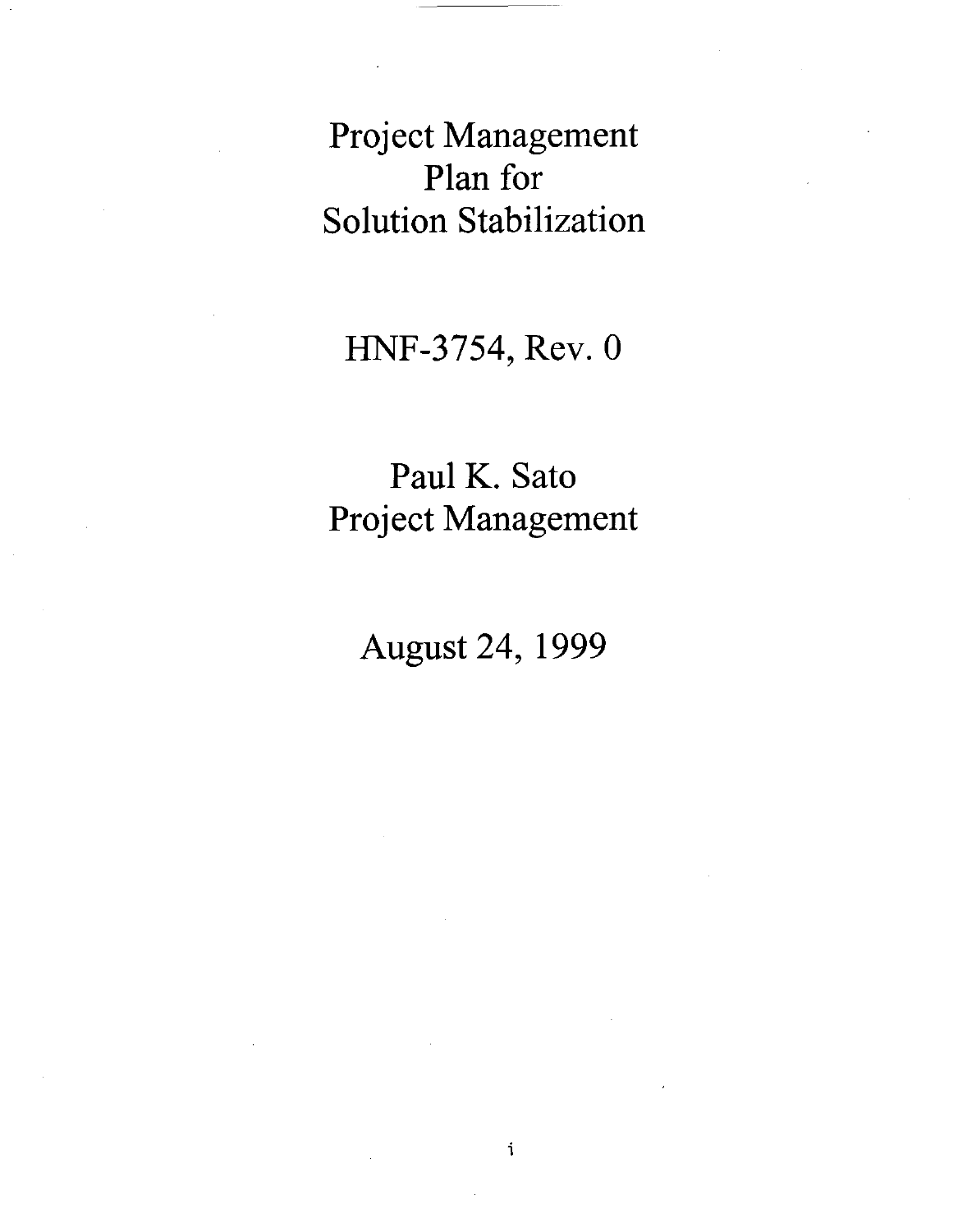# Project Management Plan for Solution Stabilization

HNF-3754, Rev. 0

Paul K. Sato
Project Management

August 24, 1999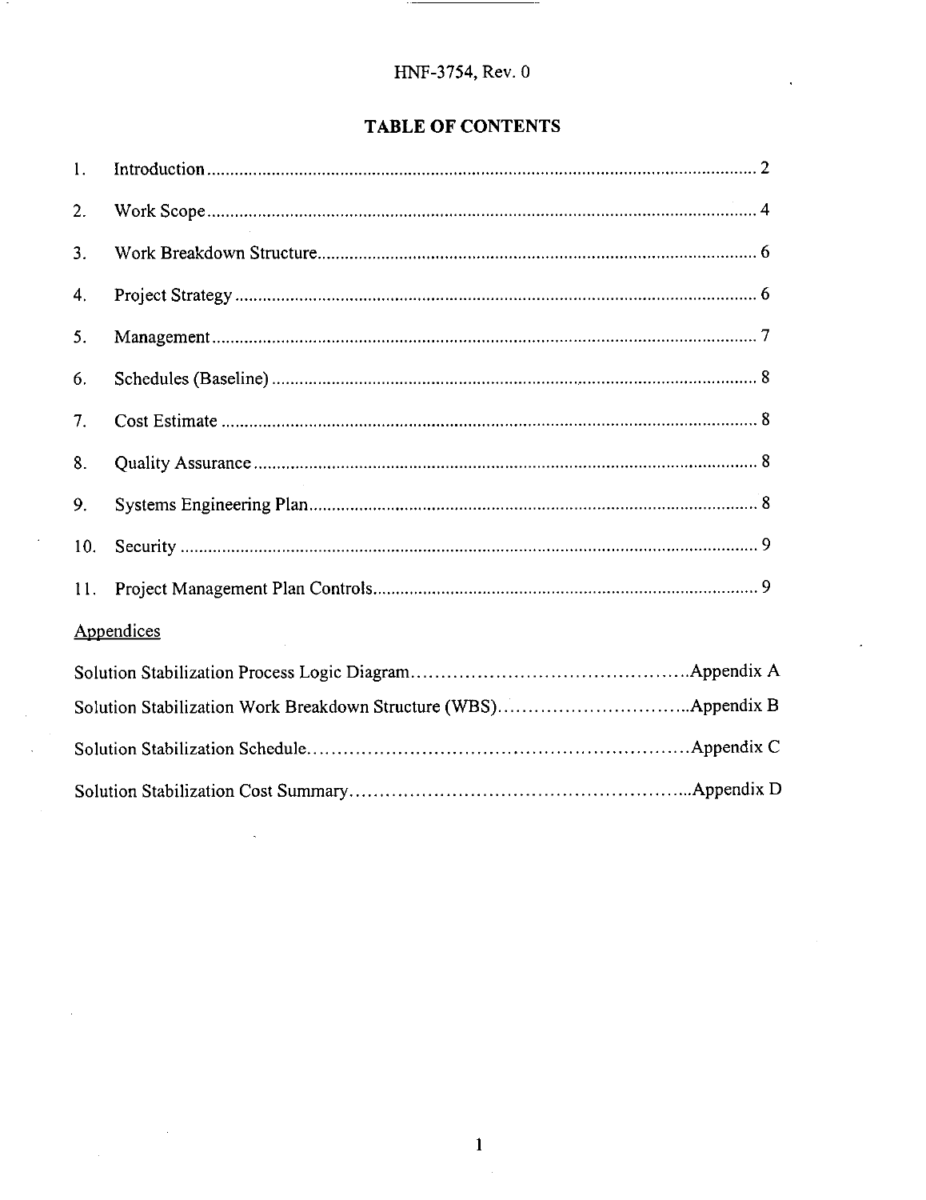## TABLE OF CONTENTS

1. Introduction ........................................................ 2
2. Work Scope ........................................................ 4
3. Work Breakdown Structure ........................................................ 6
4. Project Strategy ........................................................ 6
5. Management ........................................................ 7
6. Schedules (Baseline) ........................................................ 8
7. Cost Estimate ........................................................ 8
8. Quality Assurance ........................................................ 8
9. Systems Engineering Plan ........................................................ 8
10. Security ........................................................ 9
11. Project Management Plan Controls ........................................................ 9

Appendices

Solution Stabilization Process Logic Diagram ........................................................ Appendix A

Solution Stabilization Work Breakdown Structure (WBS) ........................................................ Appendix B

Solution Stabilization Schedule ........................................................ Appendix C

Solution Stabilization Cost Summary ........................................................ Appendix D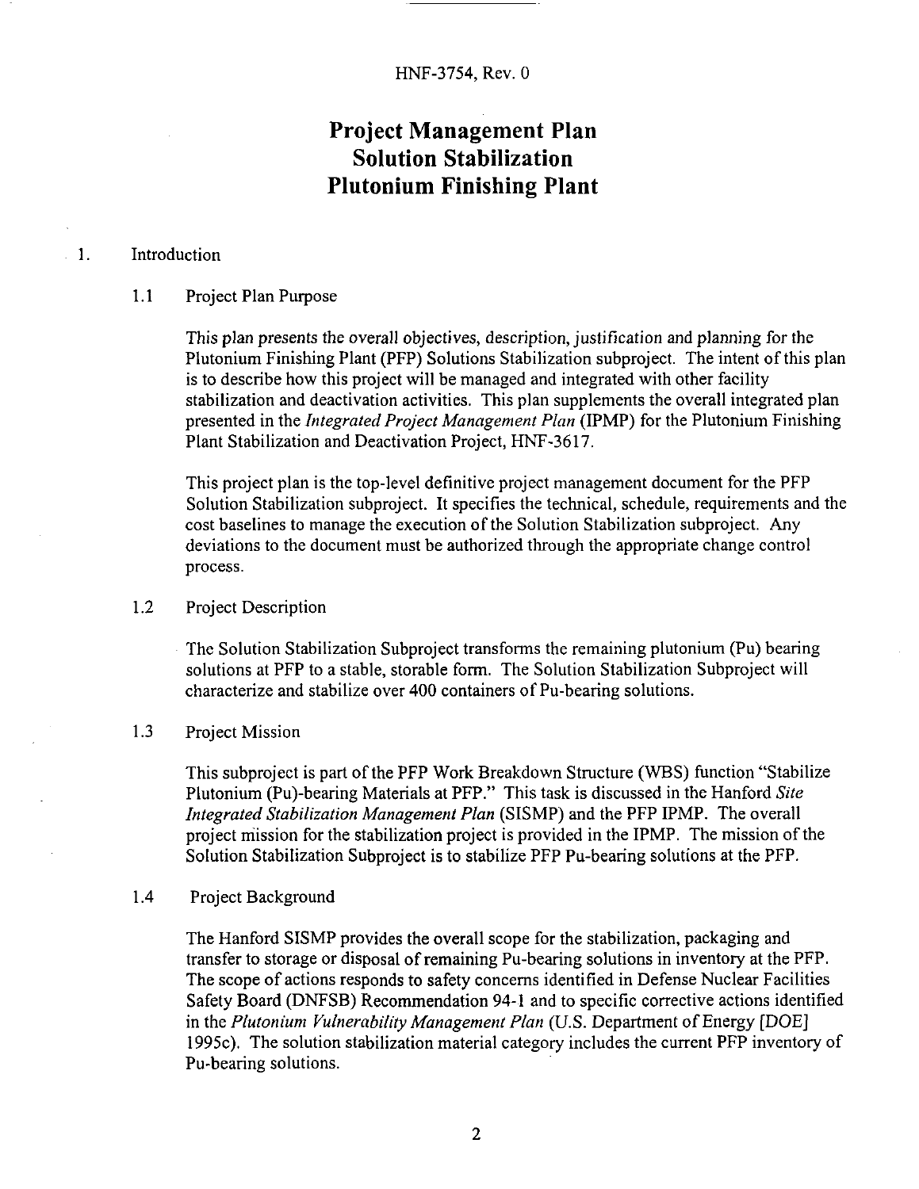# Project Management Plan Solution Stabilization Plutonium Finishing Plant

## 1. Introduction

### 1.1 Project Plan Purpose

This plan presents the overall objectives, description, justification and planning for the Plutonium Finishing Plant (PFP) Solutions Stabilization subproject. The intent of this plan is to describe how this project will be managed and integrated with other facility stabilization and deactivation activities. This plan supplements the overall integrated plan presented in the *Integrated Project Management Plan* (IPMP) for the Plutonium Finishing Plant Stabilization and Deactivation Project, HNF-3617.

This project plan is the top-level definitive project management document for the PFP Solution Stabilization subproject. It specifies the technical, schedule, requirements and the cost baselines to manage the execution of the Solution Stabilization subproject. Any deviations to the document must be authorized through the appropriate change control process.

### 1.2 Project Description

The Solution Stabilization Subproject transforms the remaining plutonium (Pu) bearing solutions at PFP to a stable, storable form. The Solution Stabilization Subproject will characterize and stabilize over 400 containers of Pu-bearing solutions.

### 1.3 Project Mission

This subproject is part of the PFP Work Breakdown Structure (WBS) function "Stabilize Plutonium (Pu)-bearing Materials at PFP." This task is discussed in the Hanford *Site Integrated Stabilization Management Plan* (SISMP) and the PFP IPMP. The overall project mission for the stabilization project is provided in the IPMP. The mission of the Solution Stabilization Subproject is to stabilize PFP Pu-bearing solutions at the PFP.

### 1.4 Project Background

The Hanford SISMP provides the overall scope for the stabilization, packaging and transfer to storage or disposal of remaining Pu-bearing solutions in inventory at the PFP. The scope of actions responds to safety concerns identified in Defense Nuclear Facilities Safety Board (DNFSB) Recommendation 94-1 and to specific corrective actions identified in the *Plutonium Vulnerability Management Plan* (U.S. Department of Energy [DOE] 1995c). The solution stabilization material category includes the current PFP inventory of Pu-bearing solutions.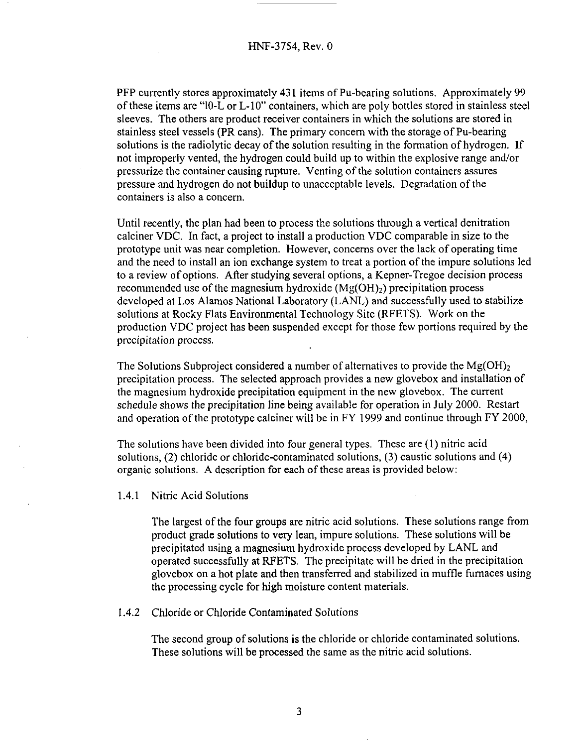PFP currently stores approximately 431 items of Pu-bearing solutions. Approximately 99 of these items are "10-L or L-10" containers, which are poly bottles stored in stainless steel sleeves. The others are product receiver containers in which the solutions are stored in stainless steel vessels (PR cans). The primary concern with the storage of Pu-bearing solutions is the radiolytic decay of the solution resulting in the formation of hydrogen. If not improperly vented, the hydrogen could build up to within the explosive range and/or pressurize the container causing rupture. Venting of the solution containers assures pressure and hydrogen do not buildup to unacceptable levels. Degradation of the containers is also a concern.

Until recently, the plan had been to process the solutions through a vertical denitration calciner VDC. In fact, a project to install a production VDC comparable in size to the prototype unit was near completion. However, concerns over the lack of operating time and the need to install an ion exchange system to treat a portion of the impure solutions led to a review of options. After studying several options, a Kepner-Tregoe decision process recommended use of the magnesium hydroxide ($Mg(OH)_2$) precipitation process developed at Los Alamos National Laboratory (LANL) and successfully used to stabilize solutions at Rocky Flats Environmental Technology Site (RFETS). Work on the production VDC project has been suspended except for those few portions required by the precipitation process.

The Solutions Subproject considered a number of alternatives to provide the $Mg(OH)_2$ precipitation process. The selected approach provides a new glovebox and installation of the magnesium hydroxide precipitation equipment in the new glovebox. The current schedule shows the precipitation line being available for operation in July 2000. Restart and operation of the prototype calciner will be in FY 1999 and continue through FY 2000,

The solutions have been divided into four general types. These are (1) nitric acid solutions, (2) chloride or chloride-contaminated solutions, (3) caustic solutions and (4) organic solutions. A description for each of these areas is provided below:

### 1.4.1 Nitric Acid Solutions

The largest of the four groups are nitric acid solutions. These solutions range from product grade solutions to very lean, impure solutions. These solutions will be precipitated using a magnesium hydroxide process developed by LANL and operated successfully at RFETS. The precipitate will be dried in the precipitation glovebox on a hot plate and then transferred and stabilized in muffle furnaces using the processing cycle for high moisture content materials.

### 1.4.2 Chloride or Chloride Contaminated Solutions

The second group of solutions is the chloride or chloride contaminated solutions. These solutions will be processed the same as the nitric acid solutions.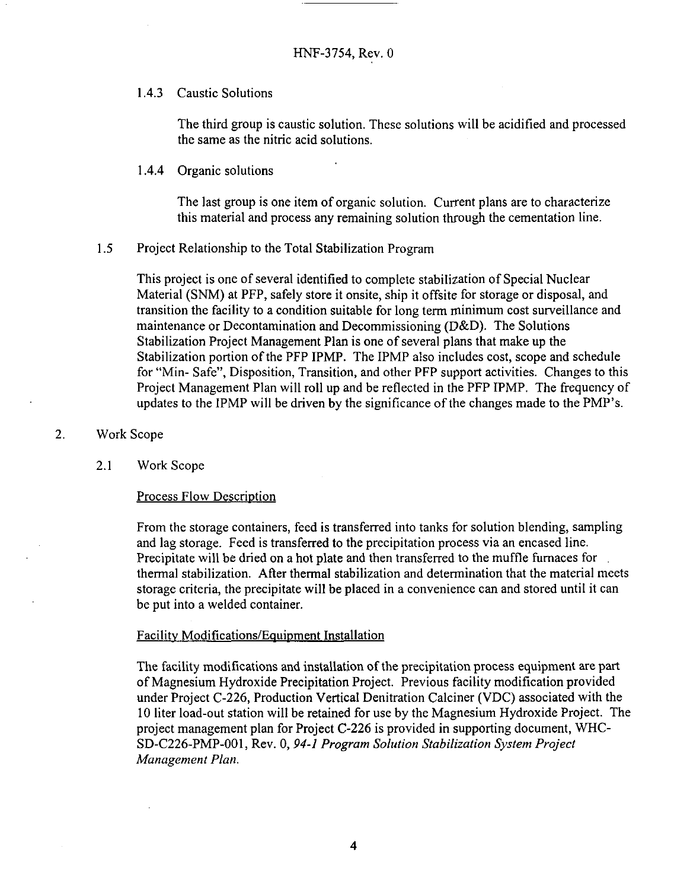#### 1.4.3 Caustic Solutions

The third group is caustic solution. These solutions will be acidified and processed the same as the nitric acid solutions.

#### 1.4.4 Organic solutions

The last group is one item of organic solution. Current plans are to characterize this material and process any remaining solution through the cementation line.

### 1.5 Project Relationship to the Total Stabilization Program

This project is one of several identified to complete stabilization of Special Nuclear Material (SNM) at PFP, safely store it onsite, ship it offsite for storage or disposal, and transition the facility to a condition suitable for long term minimum cost surveillance and maintenance or Decontamination and Decommissioning (D&D). The Solutions Stabilization Project Management Plan is one of several plans that make up the Stabilization portion of the PFP IPMP. The IPMP also includes cost, scope and schedule for "Min- Safe", Disposition, Transition, and other PFP support activities. Changes to this Project Management Plan will roll up and be reflected in the PFP IPMP. The frequency of updates to the IPMP will be driven by the significance of the changes made to the PMP's.

## 2. Work Scope

### 2.1 Work Scope

Process Flow Description

From the storage containers, feed is transferred into tanks for solution blending, sampling and lag storage. Feed is transferred to the precipitation process via an encased line. Precipitate will be dried on a hot plate and then transferred to the muffle furnaces for thermal stabilization. After thermal stabilization and determination that the material meets storage criteria, the precipitate will be placed in a convenience can and stored until it can be put into a welded container.

Facility Modifications/Equipment Installation

The facility modifications and installation of the precipitation process equipment are part of Magnesium Hydroxide Precipitation Project. Previous facility modification provided under Project C-226, Production Vertical Denitration Calciner (VDC) associated with the 10 liter load-out station will be retained for use by the Magnesium Hydroxide Project. The project management plan for Project C-226 is provided in supporting document, WHC-SD-C226-PMP-001, Rev. 0, *94-1 Program Solution Stabilization System Project Management Plan.*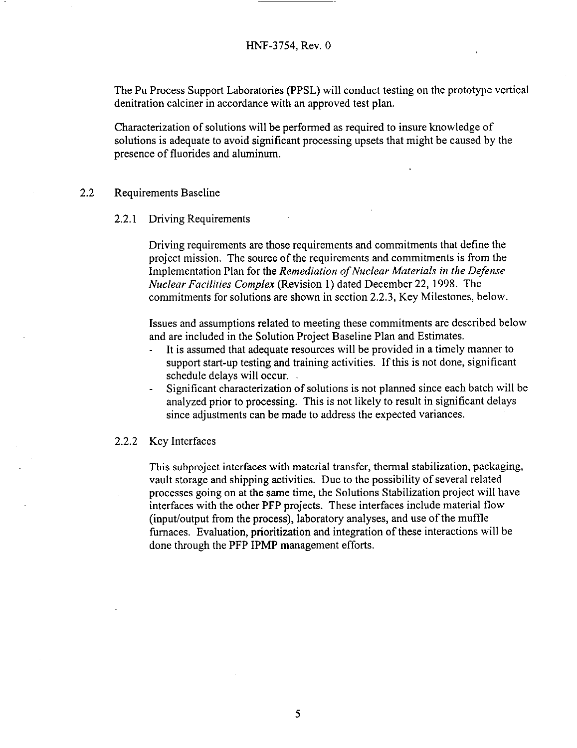The Pu Process Support Laboratories (PPSL) will conduct testing on the prototype vertical denitration calciner in accordance with an approved test plan.

Characterization of solutions will be performed as required to insure knowledge of solutions is adequate to avoid significant processing upsets that might be caused by the presence of fluorides and aluminum.

## 2.2 Requirements Baseline

### 2.2.1 Driving Requirements

Driving requirements are those requirements and commitments that define the project mission. The source of the requirements and commitments is from the Implementation Plan for the *Remediation of Nuclear Materials in the Defense Nuclear Facilities Complex* (Revision 1) dated December 22, 1998. The commitments for solutions are shown in section 2.2.3, Key Milestones, below.

Issues and assumptions related to meeting these commitments are described below and are included in the Solution Project Baseline Plan and Estimates.

- It is assumed that adequate resources will be provided in a timely manner to support start-up testing and training activities. If this is not done, significant schedule delays will occur.
- Significant characterization of solutions is not planned since each batch will be analyzed prior to processing. This is not likely to result in significant delays since adjustments can be made to address the expected variances.

### 2.2.2 Key Interfaces

This subproject interfaces with material transfer, thermal stabilization, packaging, vault storage and shipping activities. Due to the possibility of several related processes going on at the same time, the Solutions Stabilization project will have interfaces with the other PFP projects. These interfaces include material flow (input/output from the process), laboratory analyses, and use of the muffle furnaces. Evaluation, prioritization and integration of these interactions will be done through the PFP IPMP management efforts.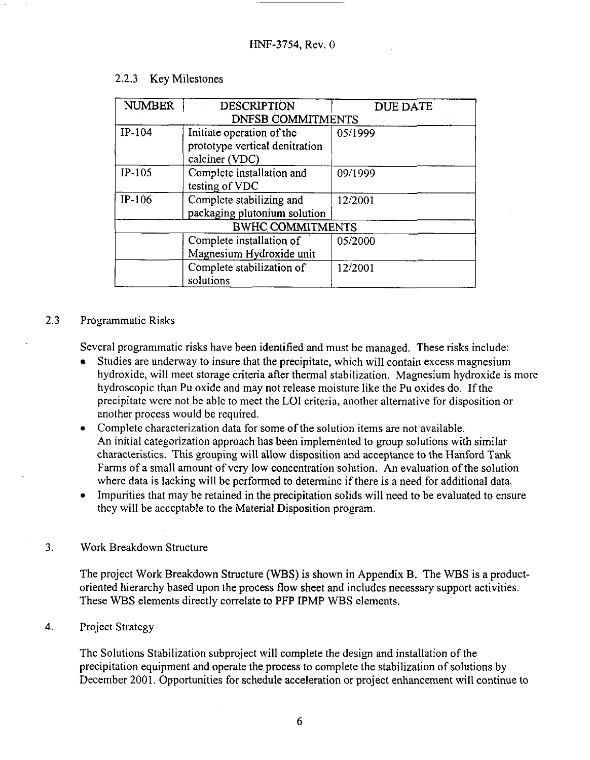### 2.2.3 Key Milestones

| NUMBER | DESCRIPTION | DUE DATE |
|---|---|---|
| | DNFSB COMMITMENTS | |
| IP-104 | Initiate operation of the prototype vertical denitration calciner (VDC) | 05/1999 |
| IP-105 | Complete installation and testing of VDC | 09/1999 |
| IP-106 | Complete stabilizing and packaging plutonium solution | 12/2001 |
| | BWHC COMMITMENTS | |
| | Complete installation of Magnesium Hydroxide unit | 05/2000 |
| | Complete stabilization of solutions | 12/2001 |

## 2.3 Programmatic Risks

Several programmatic risks have been identified and must be managed. These risks include:

- Studies are underway to insure that the precipitate, which will contain excess magnesium hydroxide, will meet storage criteria after thermal stabilization. Magnesium hydroxide is more hydroscopic than Pu oxide and may not release moisture like the Pu oxides do. If the precipitate were not be able to meet the LOI criteria, another alternative for disposition or another process would be required.
- Complete characterization data for some of the solution items are not available. An initial categorization approach has been implemented to group solutions with similar characteristics. This grouping will allow disposition and acceptance to the Hanford Tank Farms of a small amount of very low concentration solution. An evaluation of the solution where data is lacking will be performed to determine if there is a need for additional data.
- Impurities that may be retained in the precipitation solids will need to be evaluated to ensure they will be acceptable to the Material Disposition program.

# 3. Work Breakdown Structure

The project Work Breakdown Structure (WBS) is shown in Appendix B. The WBS is a product-oriented hierarchy based upon the process flow sheet and includes necessary support activities. These WBS elements directly correlate to PFP IPMP WBS elements.

# 4. Project Strategy

The Solutions Stabilization subproject will complete the design and installation of the precipitation equipment and operate the process to complete the stabilization of solutions by December 2001. Opportunities for schedule acceleration or project enhancement will continue to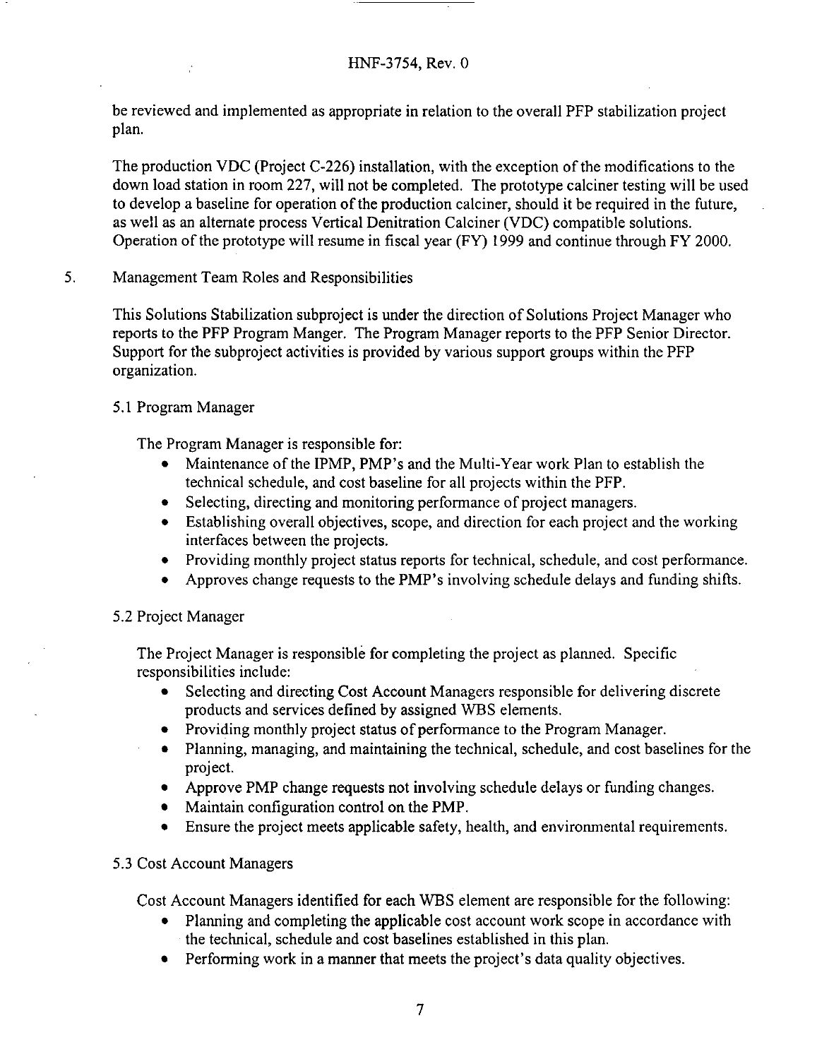be reviewed and implemented as appropriate in relation to the overall PFP stabilization project plan.

The production VDC (Project C-226) installation, with the exception of the modifications to the down load station in room 227, will not be completed. The prototype calciner testing will be used to develop a baseline for operation of the production calciner, should it be required in the future, as well as an alternate process Vertical Denitration Calciner (VDC) compatible solutions. Operation of the prototype will resume in fiscal year (FY) 1999 and continue through FY 2000.

## 5. Management Team Roles and Responsibilities

This Solutions Stabilization subproject is under the direction of Solutions Project Manager who reports to the PFP Program Manger. The Program Manager reports to the PFP Senior Director. Support for the subproject activities is provided by various support groups within the PFP organization.

### 5.1 Program Manager

The Program Manager is responsible for:

- Maintenance of the IPMP, PMP's and the Multi-Year work Plan to establish the technical schedule, and cost baseline for all projects within the PFP.
- Selecting, directing and monitoring performance of project managers.
- Establishing overall objectives, scope, and direction for each project and the working interfaces between the projects.
- Providing monthly project status reports for technical, schedule, and cost performance.
- Approves change requests to the PMP's involving schedule delays and funding shifts.

### 5.2 Project Manager

The Project Manager is responsible for completing the project as planned. Specific responsibilities include:

- Selecting and directing Cost Account Managers responsible for delivering discrete products and services defined by assigned WBS elements.
- Providing monthly project status of performance to the Program Manager.
- Planning, managing, and maintaining the technical, schedule, and cost baselines for the project.
- Approve PMP change requests not involving schedule delays or funding changes.
- Maintain configuration control on the PMP.
- Ensure the project meets applicable safety, health, and environmental requirements.

### 5.3 Cost Account Managers

Cost Account Managers identified for each WBS element are responsible for the following:

- Planning and completing the applicable cost account work scope in accordance with the technical, schedule and cost baselines established in this plan.
- Performing work in a manner that meets the project's data quality objectives.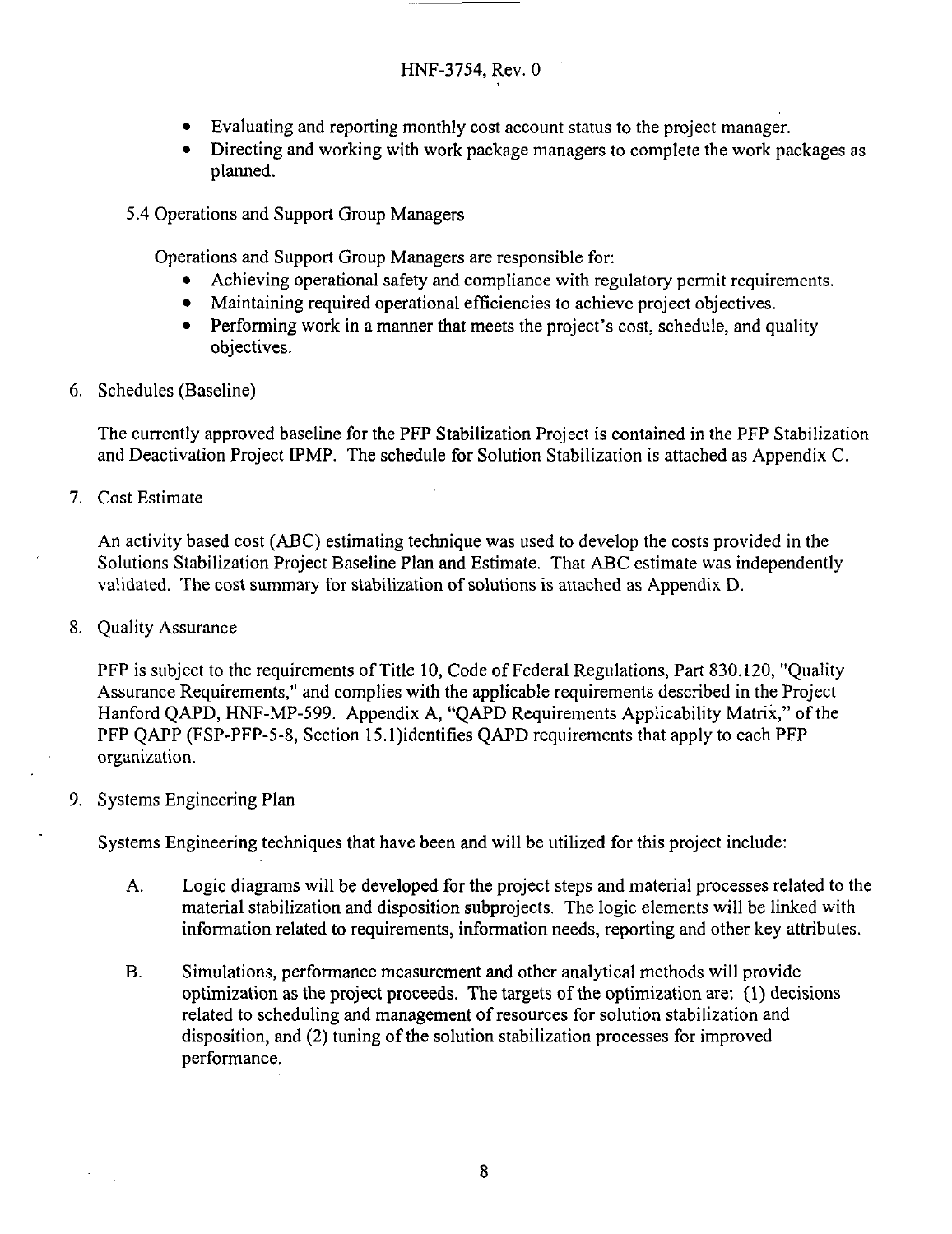- Evaluating and reporting monthly cost account status to the project manager.
- Directing and working with work package managers to complete the work packages as planned.

### 5.4 Operations and Support Group Managers

Operations and Support Group Managers are responsible for:

- Achieving operational safety and compliance with regulatory permit requirements.
- Maintaining required operational efficiencies to achieve project objectives.
- Performing work in a manner that meets the project's cost, schedule, and quality objectives.

## 6. Schedules (Baseline)

The currently approved baseline for the PFP Stabilization Project is contained in the PFP Stabilization and Deactivation Project IPMP. The schedule for Solution Stabilization is attached as Appendix C.

## 7. Cost Estimate

An activity based cost (ABC) estimating technique was used to develop the costs provided in the Solutions Stabilization Project Baseline Plan and Estimate. That ABC estimate was independently validated. The cost summary for stabilization of solutions is attached as Appendix D.

## 8. Quality Assurance

PFP is subject to the requirements of Title 10, Code of Federal Regulations, Part 830.120, "Quality Assurance Requirements," and complies with the applicable requirements described in the Project Hanford QAPD, HNF-MP-599. Appendix A, "QAPD Requirements Applicability Matrix," of the PFP QAPP (FSP-PFP-5-8, Section 15.1)identifies QAPD requirements that apply to each PFP organization.

## 9. Systems Engineering Plan

Systems Engineering techniques that have been and will be utilized for this project include:

A. Logic diagrams will be developed for the project steps and material processes related to the material stabilization and disposition subprojects. The logic elements will be linked with information related to requirements, information needs, reporting and other key attributes.

B. Simulations, performance measurement and other analytical methods will provide optimization as the project proceeds. The targets of the optimization are: (1) decisions related to scheduling and management of resources for solution stabilization and disposition, and (2) tuning of the solution stabilization processes for improved performance.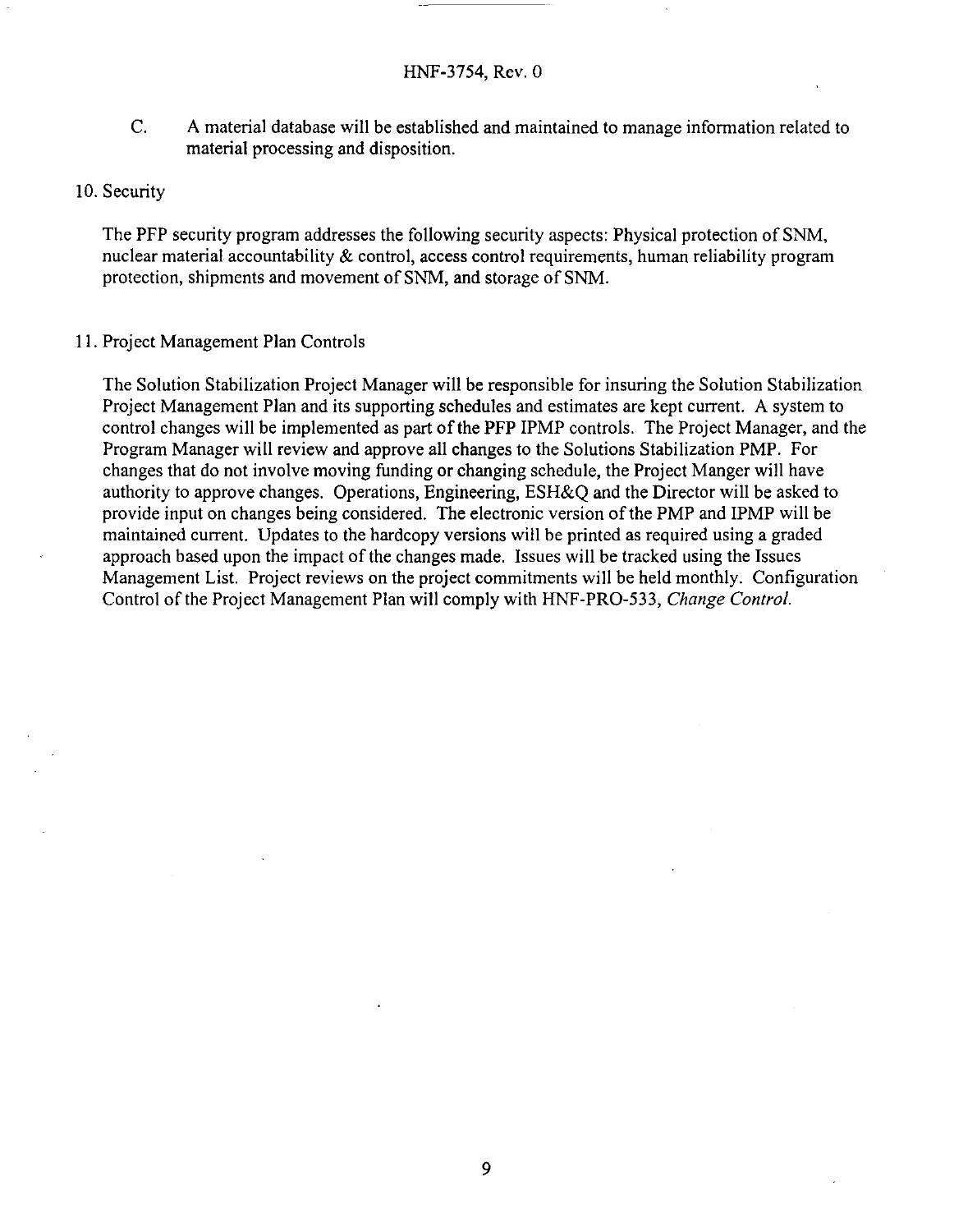C. A material database will be established and maintained to manage information related to material processing and disposition.

10. Security

The PFP security program addresses the following security aspects: Physical protection of SNM, nuclear material accountability & control, access control requirements, human reliability program protection, shipments and movement of SNM, and storage of SNM.

11. Project Management Plan Controls

The Solution Stabilization Project Manager will be responsible for insuring the Solution Stabilization Project Management Plan and its supporting schedules and estimates are kept current. A system to control changes will be implemented as part of the PFP IPMP controls. The Project Manager, and the Program Manager will review and approve all changes to the Solutions Stabilization PMP. For changes that do not involve moving funding or changing schedule, the Project Manger will have authority to approve changes. Operations, Engineering, ESH&Q and the Director will be asked to provide input on changes being considered. The electronic version of the PMP and IPMP will be maintained current. Updates to the hardcopy versions will be printed as required using a graded approach based upon the impact of the changes made. Issues will be tracked using the Issues Management List. Project reviews on the project commitments will be held monthly. Configuration Control of the Project Management Plan will comply with HNF-PRO-533, *Change Control*.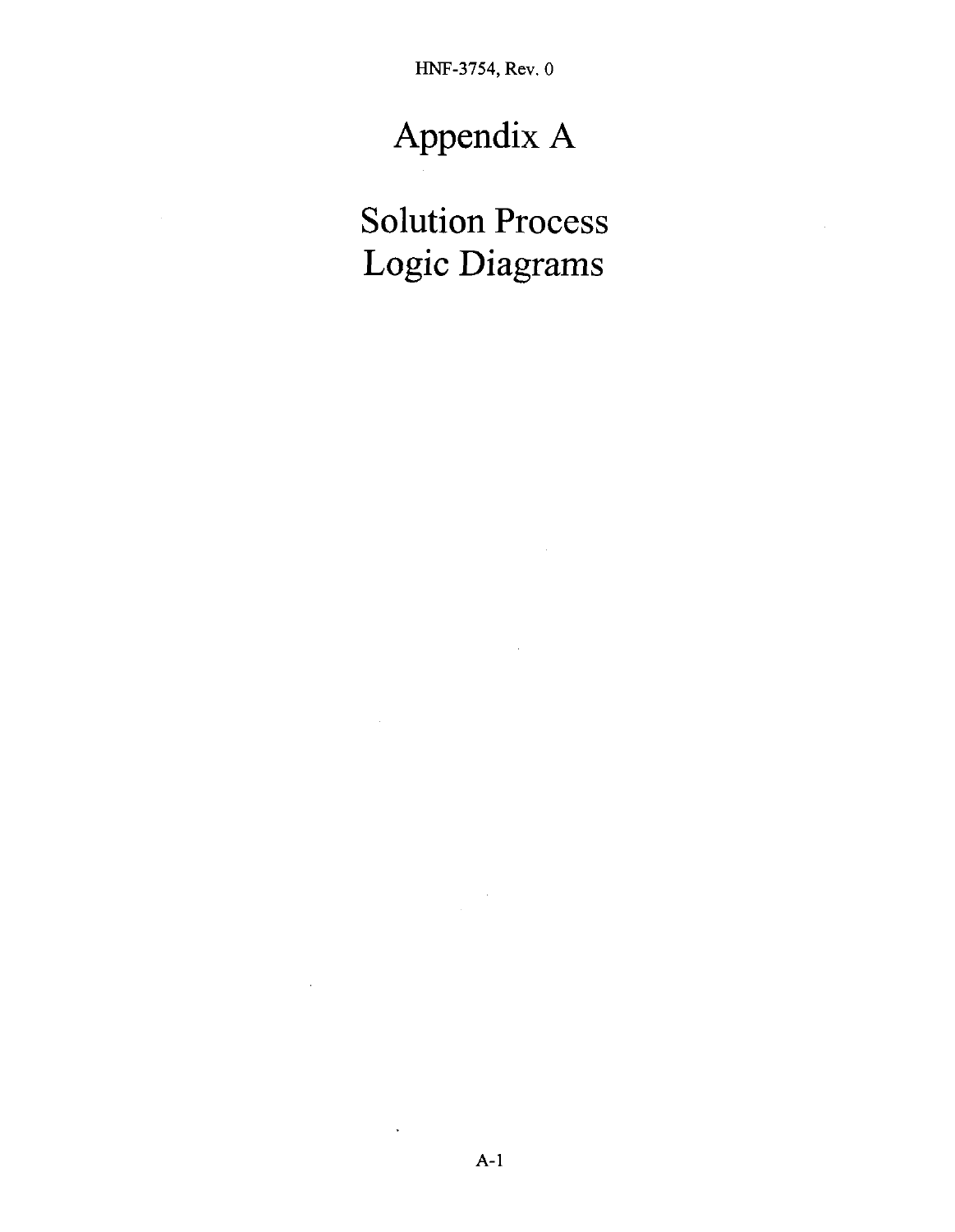# Appendix A

# Solution Process Logic Diagrams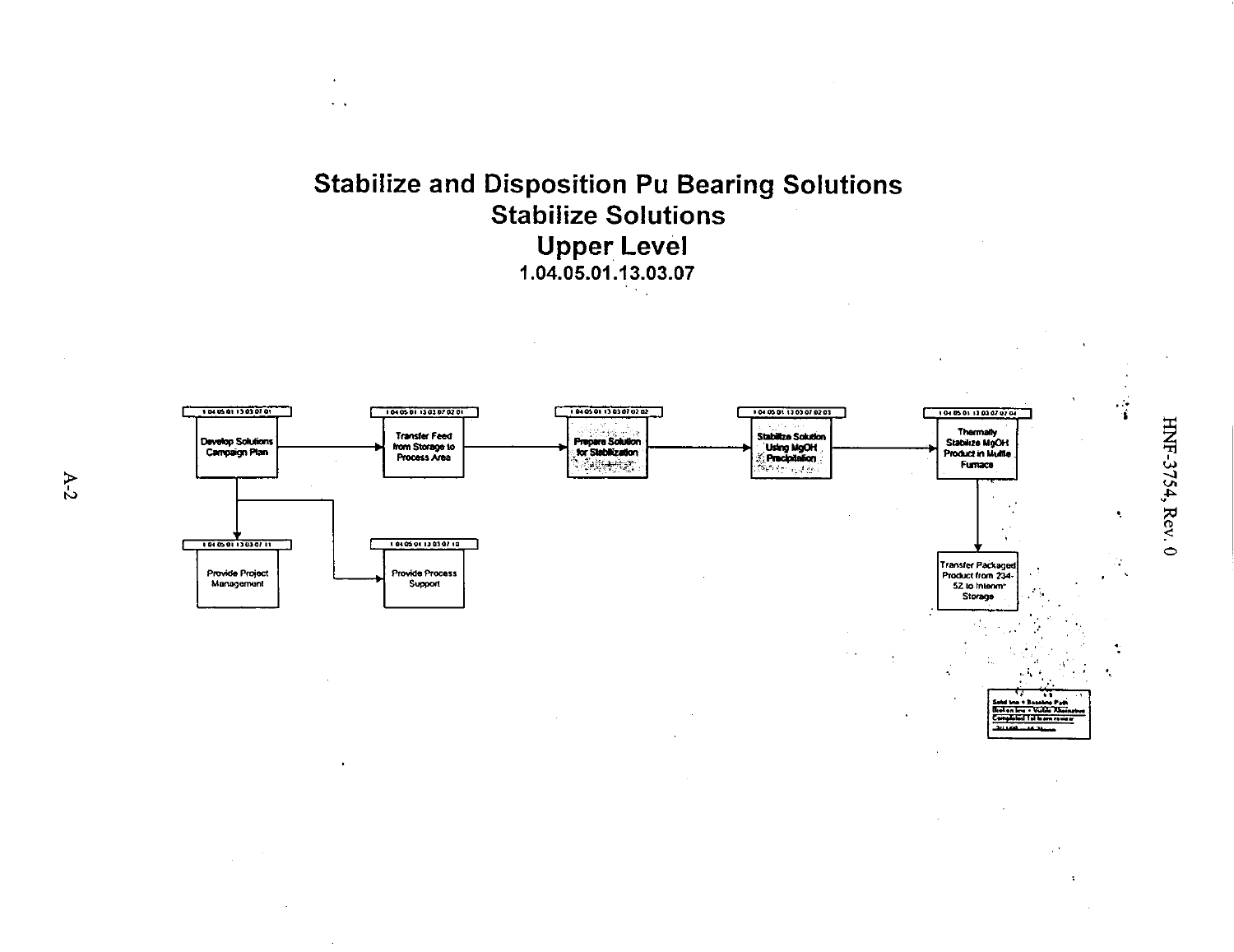# Stabilize and Disposition Pu Bearing Solutions
## Stabilize Solutions
## Upper Level
### 1.04.05.01.13.03.07

- 1.04.05.01.13.03.07.01 — Develop Solutions Campaign Plan
- 1.04.05.01.13.03.07.02.01 — Transfer Feed from Storage to Process Area
- 1.04.05.01.13.03.07.02.02 — Prepare Solution for Stabilization
- 1.04.05.01.13.03.07.02.03 — Stabilize Solution Using MgOH Precipitation
- 1.04.05.01.13.03.07.02.04 — Thermally Stabilize MgOH Product in Muffle Furnace
- Transfer Packaged Product from 234-5Z to Interim Storage
- 1.04.05.01.13.03.07.11 — Provide Project Management
- 1.04.05.01.13.03.07.10 — Provide Process Support

Solid line = Baseline Path
Broken line = VOOs Alternative
Completed 1st team review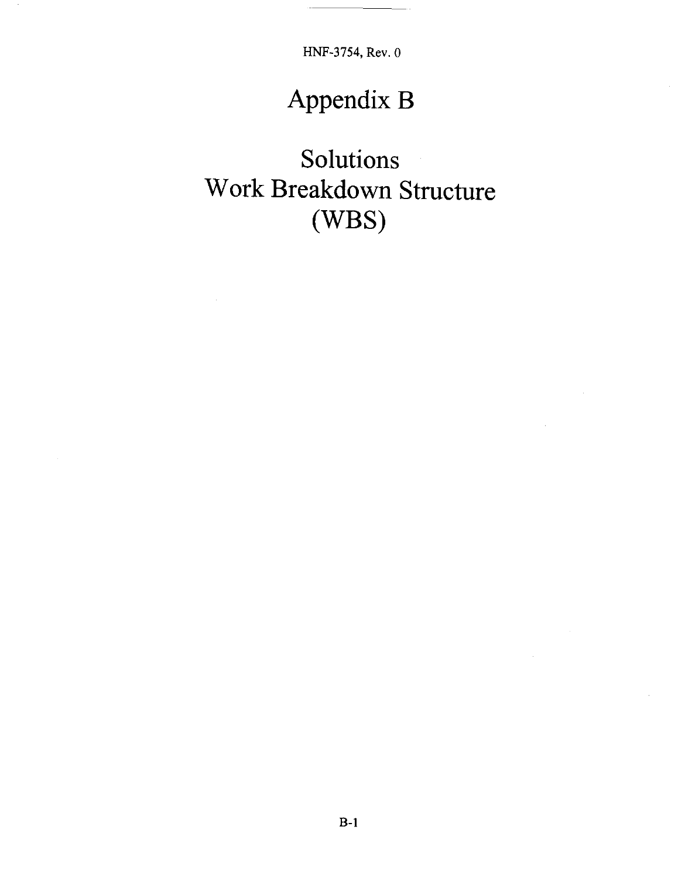# Appendix B

# Solutions Work Breakdown Structure (WBS)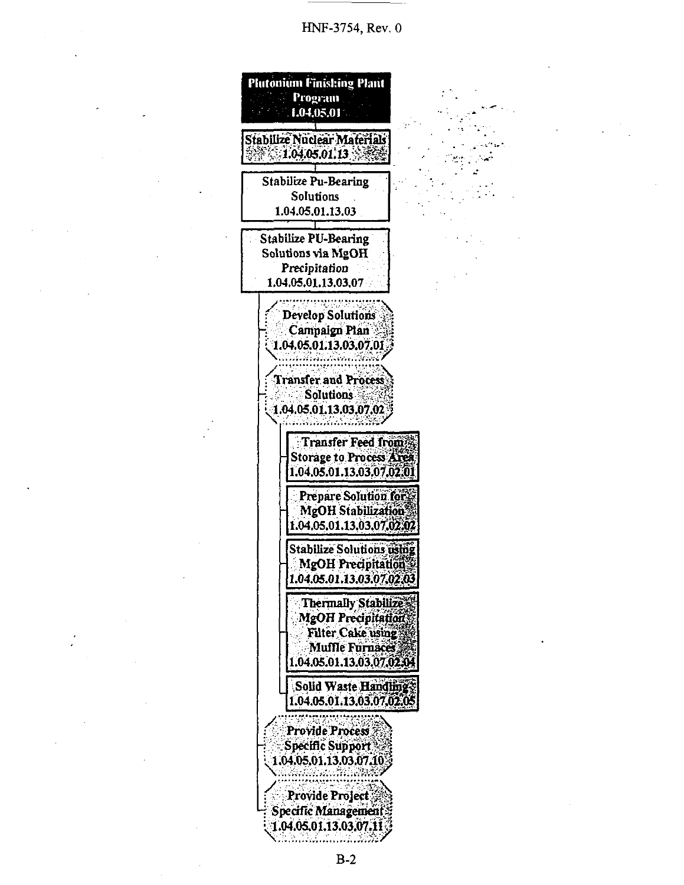- **Plutonium Finishing Plant Program 1.04.05.01**
  - Stabilize Nuclear Materials 1.04.05.01.13
    - Stabilize Pu-Bearing Solutions 1.04.05.01.13.03
      - Stabilize PU-Bearing Solutions via MgOH *Precipitation* 1.04.05.01.13.03.07
        - Develop Solutions Campaign Plan 1.04.05.01.13.03.07.01
        - Transfer and Process Solutions 1.04.05.01.13.03.07.02
          - Transfer Feed from Storage to Process Area 1.04.05.01.13.03.07.02.01
          - Prepare Solution for MgOH Stabilization 1.04.05.01.13.03.07.02.02
          - Stabilize Solutions using MgOH Precipitation *1.04.05.01.13.03.07.02.03*
          - Thermally Stabilize *MgOH Precipitation* Filter Cake using Muffle Furnaces 1.04.05.01.13.03.07.02.04
          - Solid Waste Handling 1.04.05.01.13.03.07.02.05
        - Provide Process Specific Support 1.04.05.01.13.03.07.10
        - Provide Project Specific Management 1.04.05.01.13.03.07.11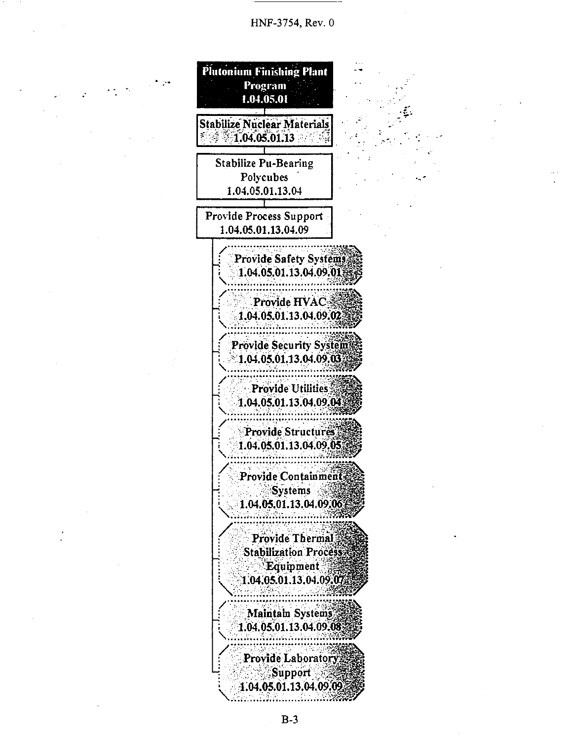- Plutonium Finishing Plant Program 1.04.05.01
  - Stabilize Nuclear Materials 1.04.05.01.13
    - Stabilize Pu-Bearing Polycubes 1.04.05.01.13.04
      - Provide Process Support 1.04.05.01.13.04.09
        - Provide Safety Systems 1.04.05.01.13.04.09.01
        - Provide HVAC 1.04.05.01.13.04.09.02
        - Provide Security System 1.04.05.01.13.04.09.03
        - Provide Utilities 1.04.05.01.13.04.09.04
        - Provide Structures 1.04.05.01.13.04.09.05
        - Provide Containment Systems 1.04.05.01.13.04.09.06
        - Provide Thermal Stabilization Process Equipment 1.04.05.01.13.04.09.07
        - Maintain Systems 1.04.05.01.13.04.09.08
        - Provide Laboratory Support 1.04.05.01.13.04.09.09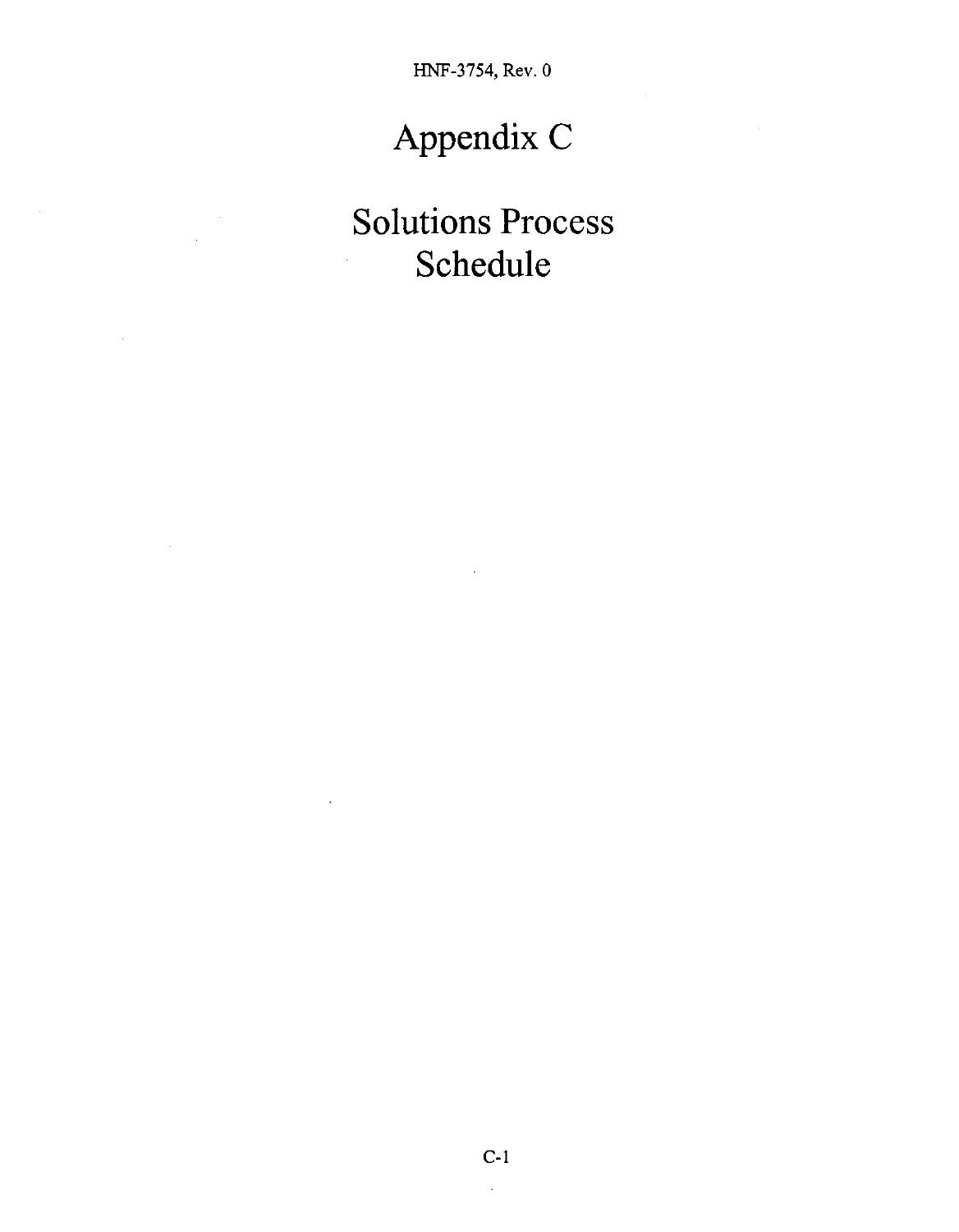# Appendix C

# Solutions Process Schedule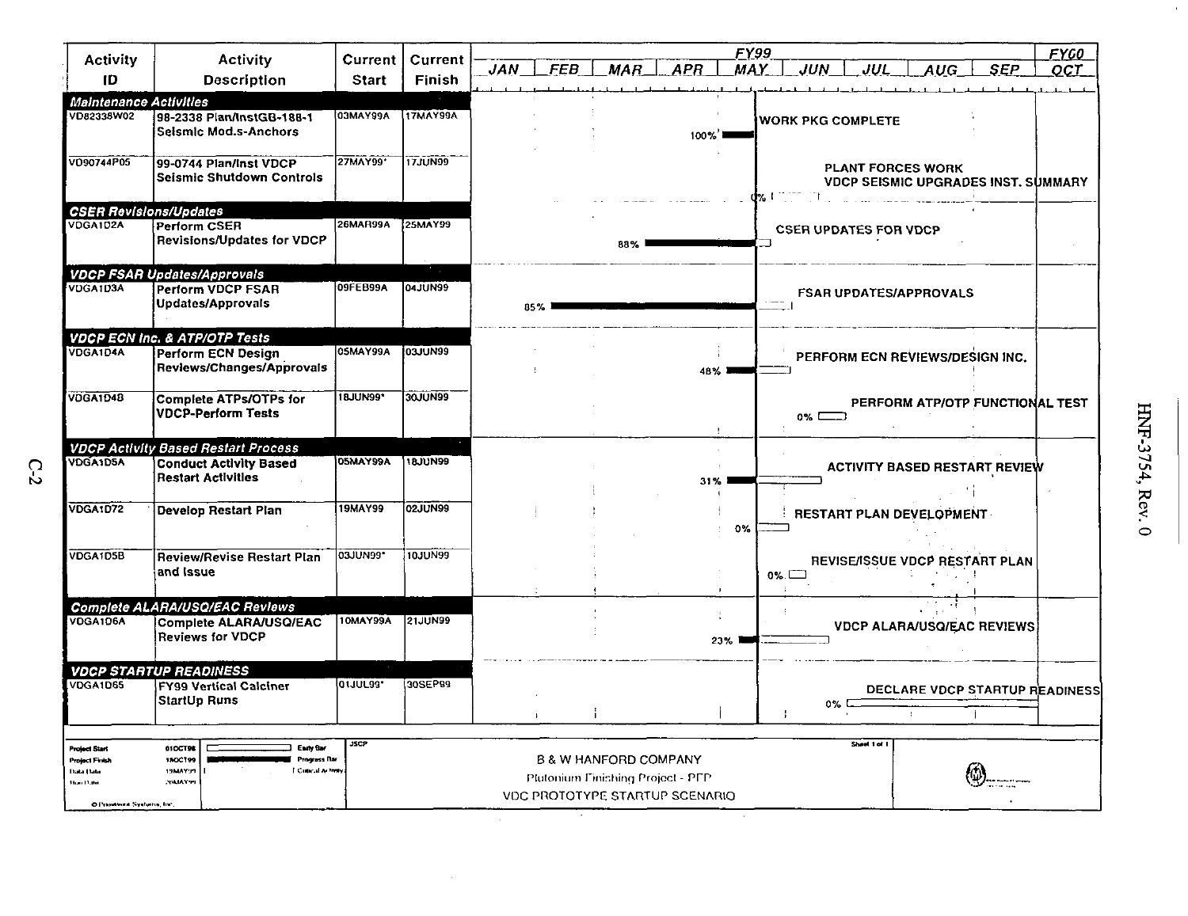| Activity ID | Activity Description | Current Start | Current Finish | FY99 / FY00 (Progress / Bar Label) |
|---|---|---|---|---|
| **Maintenance Activities** | | | | |
| VD82338W02 | 98-2338 Plan/InstGB-188-1 Seismic Mod.s-Anchors | 03MAY99A | 17MAY99A | 100% WORK PKG COMPLETE |
| VD90744P05 | 99-0744 Plan/Inst VDCP Seismic Shutdown Controls | 27MAY99* | 17JUN99 | 0% PLANT FORCES WORK VDCP SEISMIC UPGRADES INST. SUMMARY |
| **CSER Revisions/Updates** | | | | |
| VDGA1D2A | Perform CSER Revisions/Updates for VDCP | 26MAR99A | 25MAY99 | 88% CSER UPDATES FOR VDCP |
| **VDCP FSAR Updates/Approvals** | | | | |
| VDGA1D3A | Perform VDCP FSAR Updates/Approvals | 09FEB99A | 04JUN99 | 85% FSAR UPDATES/APPROVALS |
| **VDCP ECN Inc. & ATP/OTP Tests** | | | | |
| VDGA1D4A | Perform ECN Design Reviews/Changes/Approvals | 05MAY99A | 03JUN99 | 48% PERFORM ECN REVIEWS/DESIGN INC. |
| VDGA1D4B | Complete ATPs/OTPs for VDCP-Perform Tests | 18JUN99* | 30JUN99 | 0% PERFORM ATP/OTP FUNCTIONAL TEST |
| **VDCP Activity Based Restart Process** | | | | |
| VDGA1D5A | Conduct Activity Based Restart Activities | 05MAY99A | 18JUN99 | 31% ACTIVITY BASED RESTART REVIEW |
| VDGA1D72 | Develop Restart Plan | 19MAY99 | 02JUN99 | 0% RESTART PLAN DEVELOPMENT |
| VDGA1D5B | Review/Revise Restart Plan and Issue | 03JUN99* | 10JUN99 | 0% REVISE/ISSUE VDCP RESTART PLAN |
| **Complete ALARA/USQ/EAC Reviews** | | | | |
| VDGA1D6A | Complete ALARA/USQ/EAC Reviews for VDCP | 10MAY99A | 21JUN99 | 23% VDCP ALARA/USQ/EAC REVIEWS |
| **VDCP STARTUP READINESS** | | | | |
| VDGA1D65 | FY99 Vertical Calciner StartUp Runs | 01JUL99* | 30SEP99 | 0% DECLARE VDCP STARTUP READINESS |

Project Start 01OCT98 — Early Bar
Project Finish 15OCT99 — Progress Bar
Data Date 19MAY99 — Critical Activity
Run Date 20MAY99

© Primavera Systems, Inc.

JSCP

Sheet 1 of 1

B & W HANFORD COMPANY
Plutonium Finishing Project - PFP
VDC PROTOTYPE STARTUP SCENARIO

HNF-3754, Rev. 0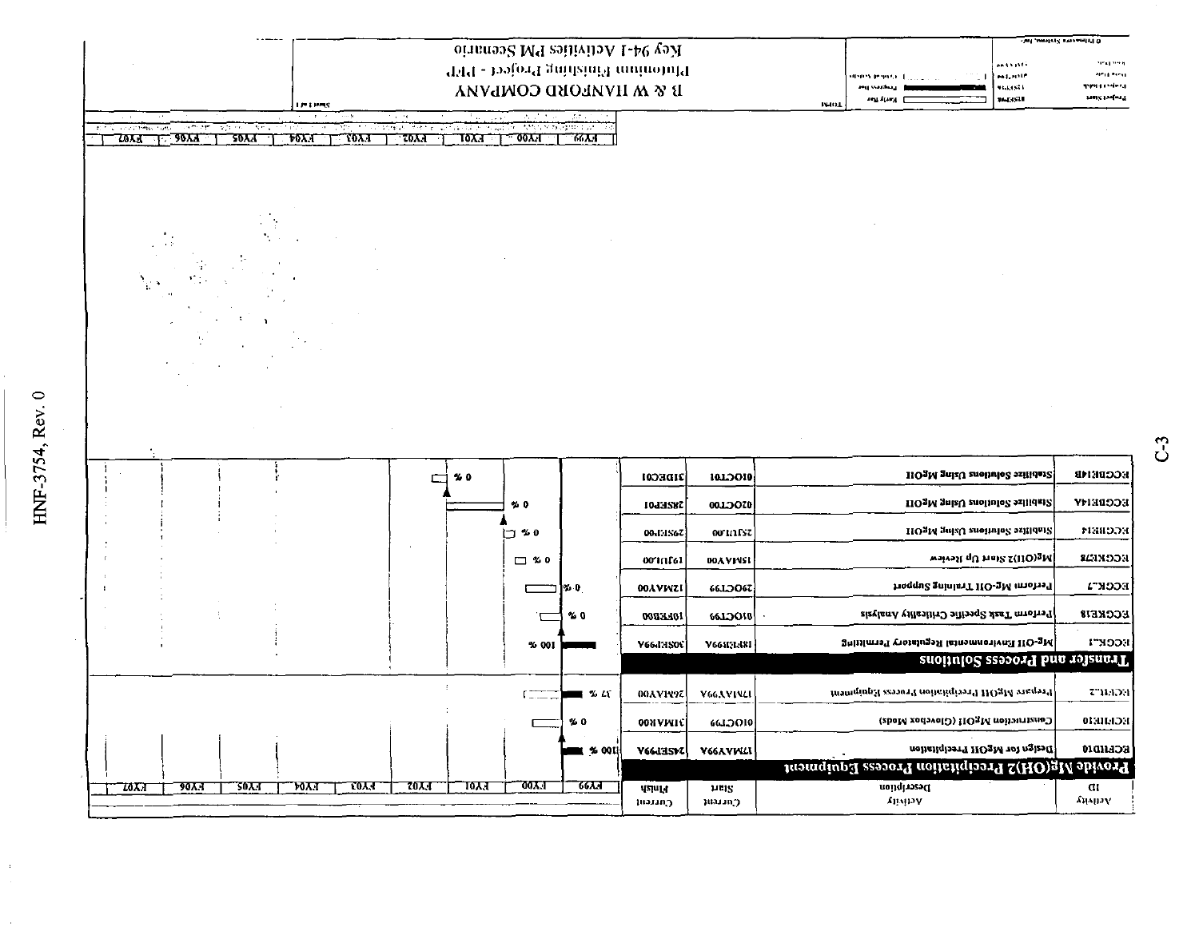# B & W HANFORD COMPANY

## Plutonium Finishing Project - PFP

### Key 94-1 Activities PM Scenario

| Activity ID | Activity Description | Current Start | Current Finish | Progress |
|---|---|---|---|---|
| **Provide Mg(OH)2 Precipitation Process Equipment** | | | | |
| ECFHD10 | Design for MgOH Precipitation | 17MAY99A | 24SEP99A | 100 % |
| ECFHE10 | Construction MgOH (Glovebox Mods) | 01OCT99 | 31MAR00 | 0 % |
| ECFH_2 | Prepare MgOH Precipitation Process Equipment | 17MAY99A | 26MAY00 | 37 % |
| **Transfer and Process Solutions** | | | | |
| ECCK_1 | Mg-OH Environmental Regulatory Permitting | 18FEB99A | 30SEP99A | 100 % |
| ECCKE18 | Perform Task Specific Criticality Analysis | 01OCT99 | 10FEB00 | 0 % |
| ECCK_7 | Perform Mg-OH Training Support | 29OCT99 | 12MAY00 | 0 % |
| ECCKE78 | Mg(OH)2 Start Up Review | 15MAY00 | 19JUL00 | 0 % |
| ECCHE14 | Stabilize Solutions Using MgOH | 25JUL00 | 29SEP00 | 0 % |
| ECCDE14A | Stabilize Solutions Using MgOH | 02OCT00 | 28SEP01 | 0 % |
| ECCDE14B | Stabilize Solutions Using MgOH | 01OCT01 | 31DEC01 | 0 % |

Timeline: FY99 | FY00 | FY01 | FY02 | FY03 | FY04 | FY05 | FY06 | FY07

Legend: Early Bar; Progress Bar; Critical Activity

Project Start 01OCT98; Project Finish 31DEC01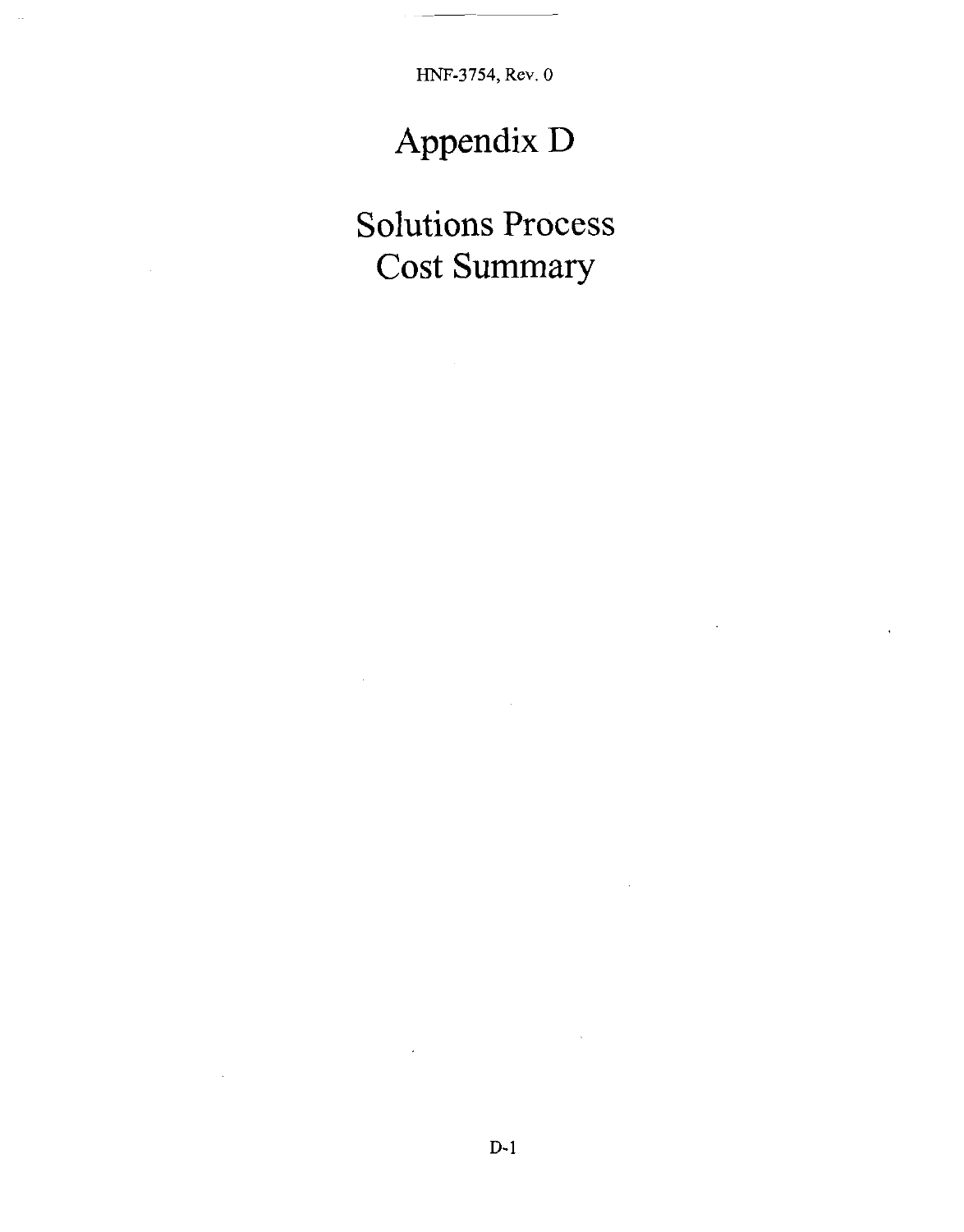# Appendix D

# Solutions Process Cost Summary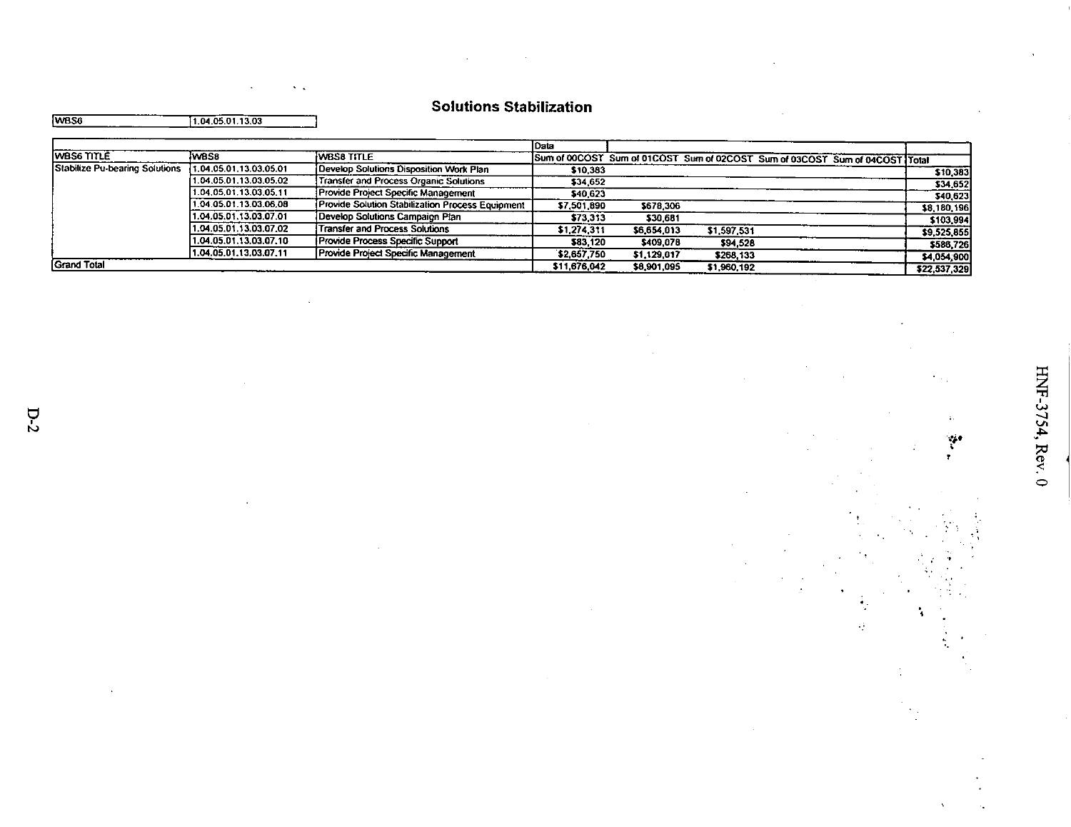## Solutions Stabilization

| WBS6 | 1.04.05.01.13.03 |
|---|---|

| WBS6 TITLE | WBS8 | WBS8 TITLE | Sum of 00COST | Sum of 01COST | Sum of 02COST | Sum of 03COST | Sum of 04COST | Total |
|---|---|---|---|---|---|---|---|---|
| Stabilize Pu-bearing Solutions | 1.04.05.01.13.03.05.01 | Develop Solutions Disposition Work Plan | $10,383 | | | | | $10,383 |
| | 1.04.05.01.13.03.05.02 | Transfer and Process Organic Solutions | $34,652 | | | | | $34,652 |
| | 1.04.05.01.13.03.05.11 | Provide Project Specific Management | $40,623 | | | | | $40,623 |
| | 1.04.05.01.13.03.06.08 | Provide Solution Stabilization Process Equipment | $7,501,890 | $678,306 | | | | $8,180,196 |
| | 1.04.05.01.13.03.07.01 | Develop Solutions Campaign Plan | $73,313 | $30,681 | | | | $103,994 |
| | 1.04.05.01.13.03.07.02 | Transfer and Process Solutions | $1,274,311 | $6,654,013 | $1,597,531 | | | $9,525,855 |
| | 1.04.05.01.13.03.07.10 | Provide Process Specific Support | $83,120 | $409,078 | $94,528 | | | $586,726 |
| | 1.04.05.01.13.03.07.11 | Provide Project Specific Management | $2,657,750 | $1,129,017 | $268,133 | | | $4,054,900 |
| Grand Total | | | $11,676,042 | $8,901,095 | $1,960,192 | | | $22,537,329 |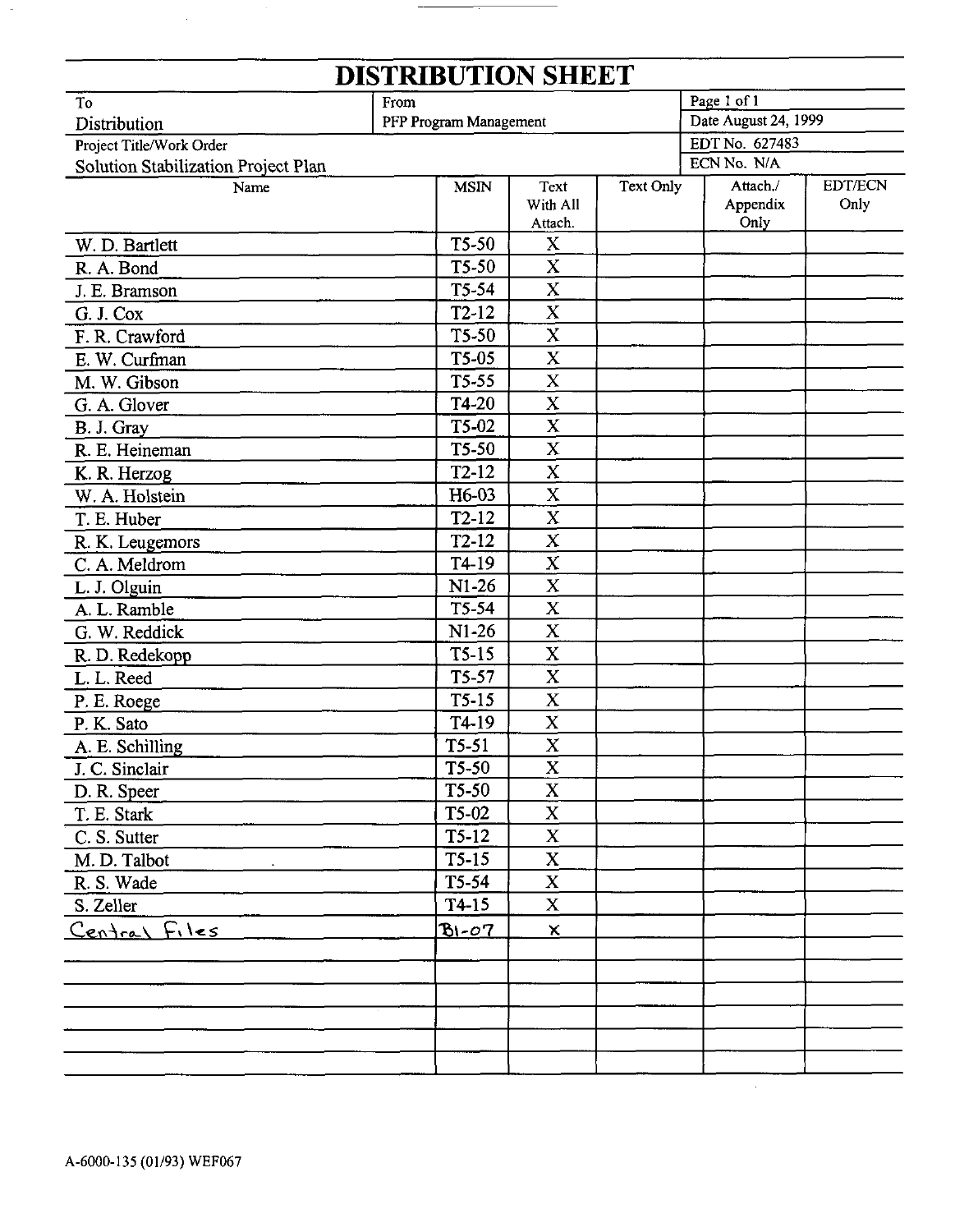# DISTRIBUTION SHEET

| To | From | Page 1 of 1 |
|---|---|---|
| Distribution | PFP Program Management | Date August 24, 1999 |
| Project Title/Work Order | | EDT No. 627483 |
| Solution Stabilization Project Plan | | ECN No. N/A |

| Name | MSIN | Text With All Attach. | Text Only | Attach./ Appendix Only | EDT/ECN Only |
|---|---|---|---|---|---|
| W. D. Bartlett | T5-50 | X | | | |
| R. A. Bond | T5-50 | X | | | |
| J. E. Bramson | T5-54 | X | | | |
| G. J. Cox | T2-12 | X | | | |
| F. R. Crawford | T5-50 | X | | | |
| E. W. Curfman | T5-05 | X | | | |
| M. W. Gibson | T5-55 | X | | | |
| G. A. Glover | T4-20 | X | | | |
| B. J. Gray | T5-02 | X | | | |
| R. E. Heineman | T5-50 | X | | | |
| K. R. Herzog | T2-12 | X | | | |
| W. A. Holstein | H6-03 | X | | | |
| T. E. Huber | T2-12 | X | | | |
| R. K. Leugemors | T2-12 | X | | | |
| C. A. Meldrom | T4-19 | X | | | |
| L. J. Olguin | N1-26 | X | | | |
| A. L. Ramble | T5-54 | X | | | |
| G. W. Reddick | N1-26 | X | | | |
| R. D. Redekopp | T5-15 | X | | | |
| L. L. Reed | T5-57 | X | | | |
| P. E. Roege | T5-15 | X | | | |
| P. K. Sato | T4-19 | X | | | |
| A. E. Schilling | T5-51 | X | | | |
| J. C. Sinclair | T5-50 | X | | | |
| D. R. Speer | T5-50 | X | | | |
| T. E. Stark | T5-02 | X | | | |
| C. S. Sutter | T5-12 | X | | | |
| M. D. Talbot | T5-15 | X | | | |
| R. S. Wade | T5-54 | X | | | |
| S. Zeller | T4-15 | X | | | |
| Central Files | B1-07 | X | | | |

A-6000-135 (01/93) WEF067